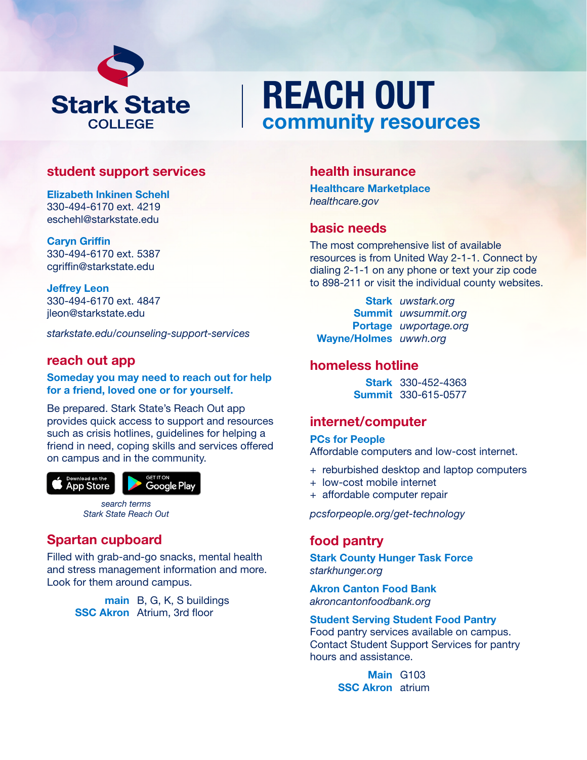Stark State COLLEGE

# REACH OUT
## community resources

### student support services

**Elizabeth Inkinen Schehl**
330-494-6170 ext. 4219
eschehl@starkstate.edu

**Caryn Griffin**
330-494-6170 ext. 5387
cgriffin@starkstate.edu

**Jeffrey Leon**
330-494-6170 ext. 4847
jleon@starkstate.edu

*starkstate.edu/counseling-support-services*

### reach out app

**Someday you may need to reach out for help for a friend, loved one or for yourself.**

Be prepared. Stark State's Reach Out app provides quick access to support and resources such as crisis hotlines, guidelines for helping a friend in need, coping skills and services offered on campus and in the community.

Download on the App Store | GET IT ON Google Play

*search terms*
*Stark State Reach Out*

### Spartan cupboard

Filled with grab-and-go snacks, mental health and stress management information and more. Look for them around campus.

**main** B, G, K, S buildings
**SSC Akron** Atrium, 3rd floor

### health insurance

**Healthcare Marketplace**
*healthcare.gov*

### basic needs

The most comprehensive list of available resources is from United Way 2-1-1. Connect by dialing 2-1-1 on any phone or text your zip code to 898-211 or visit the individual county websites.

**Stark** *uwstark.org*
**Summit** *uwsummit.org*
**Portage** *uwportage.org*
**Wayne/Holmes** *uwwh.org*

### homeless hotline

**Stark** 330-452-4363
**Summit** 330-615-0577

### internet/computer

**PCs for People**
Affordable computers and low-cost internet.

+ reburbished desktop and laptop computers
+ low-cost mobile internet
+ affordable computer repair

*pcsforpeople.org/get-technology*

### food pantry

**Stark County Hunger Task Force**
*starkhunger.org*

**Akron Canton Food Bank**
*akroncantonfoodbank.org*

**Student Serving Student Food Pantry**
Food pantry services available on campus. Contact Student Support Services for pantry hours and assistance.

**Main** G103
**SSC Akron** atrium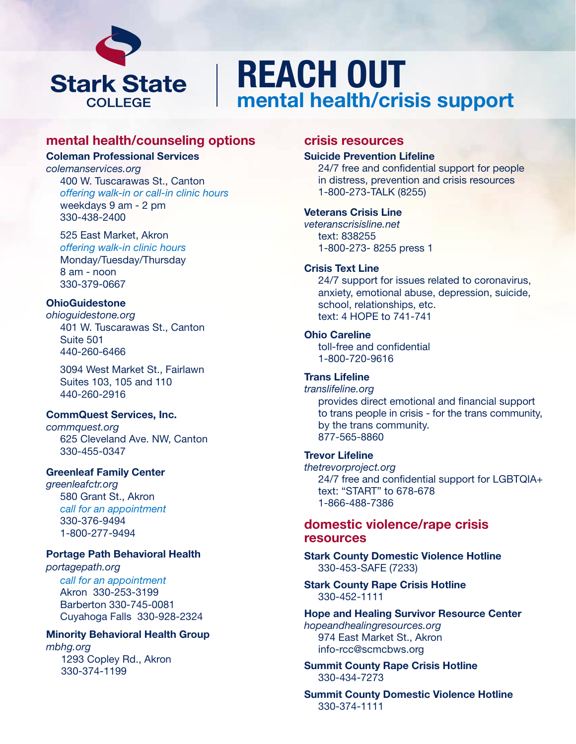Stark State COLLEGE

# REACH OUT

## mental health/crisis support

## mental health/counseling options

**Coleman Professional Services**
*colemanservices.org*

400 W. Tuscarawas St., Canton
*offering walk-in or call-in clinic hours*
weekdays 9 am - 2 pm
330-438-2400

525 East Market, Akron
*offering walk-in clinic hours*
Monday/Tuesday/Thursday
8 am - noon
330-379-0667

**OhioGuidestone**
*ohioguidestone.org*

401 W. Tuscarawas St., Canton
Suite 501
440-260-6466

3094 West Market St., Fairlawn
Suites 103, 105 and 110
440-260-2916

**CommQuest Services, Inc.**
*commquest.org*

625 Cleveland Ave. NW, Canton
330-455-0347

**Greenleaf Family Center**
*greenleafctr.org*

580 Grant St., Akron
*call for an appointment*
330-376-9494
1-800-277-9494

**Portage Path Behavioral Health**
*portagepath.org*

*call for an appointment*
Akron 330-253-3199
Barberton 330-745-0081
Cuyahoga Falls 330-928-2324

**Minority Behavioral Health Group**
*mbhg.org*

1293 Copley Rd., Akron
330-374-1199

## crisis resources

**Suicide Prevention Lifeline**

24/7 free and confidential support for people in distress, prevention and crisis resources
1-800-273-TALK (8255)

**Veterans Crisis Line**
*veteranscrisisline.net*

text: 838255
1-800-273- 8255 press 1

**Crisis Text Line**

24/7 support for issues related to coronavirus, anxiety, emotional abuse, depression, suicide, school, relationships, etc.
text: 4 HOPE to 741-741

**Ohio Careline**

toll-free and confidential
1-800-720-9616

**Trans Lifeline**
*translifeline.org*

provides direct emotional and financial support to trans people in crisis - for the trans community, by the trans community.
877-565-8860

**Trevor Lifeline**
*thetrevorproject.org*

24/7 free and confidential support for LGBTQIA+
text: “START” to 678-678
1-866-488-7386

## domestic violence/rape crisis resources

**Stark County Domestic Violence Hotline**
330-453-SAFE (7233)

**Stark County Rape Crisis Hotline**
330-452-1111

**Hope and Healing Survivor Resource Center**
*hopeandhealingresources.org*
974 East Market St., Akron
info-rcc@scmcbws.org

**Summit County Rape Crisis Hotline**
330-434-7273

**Summit County Domestic Violence Hotline**
330-374-1111